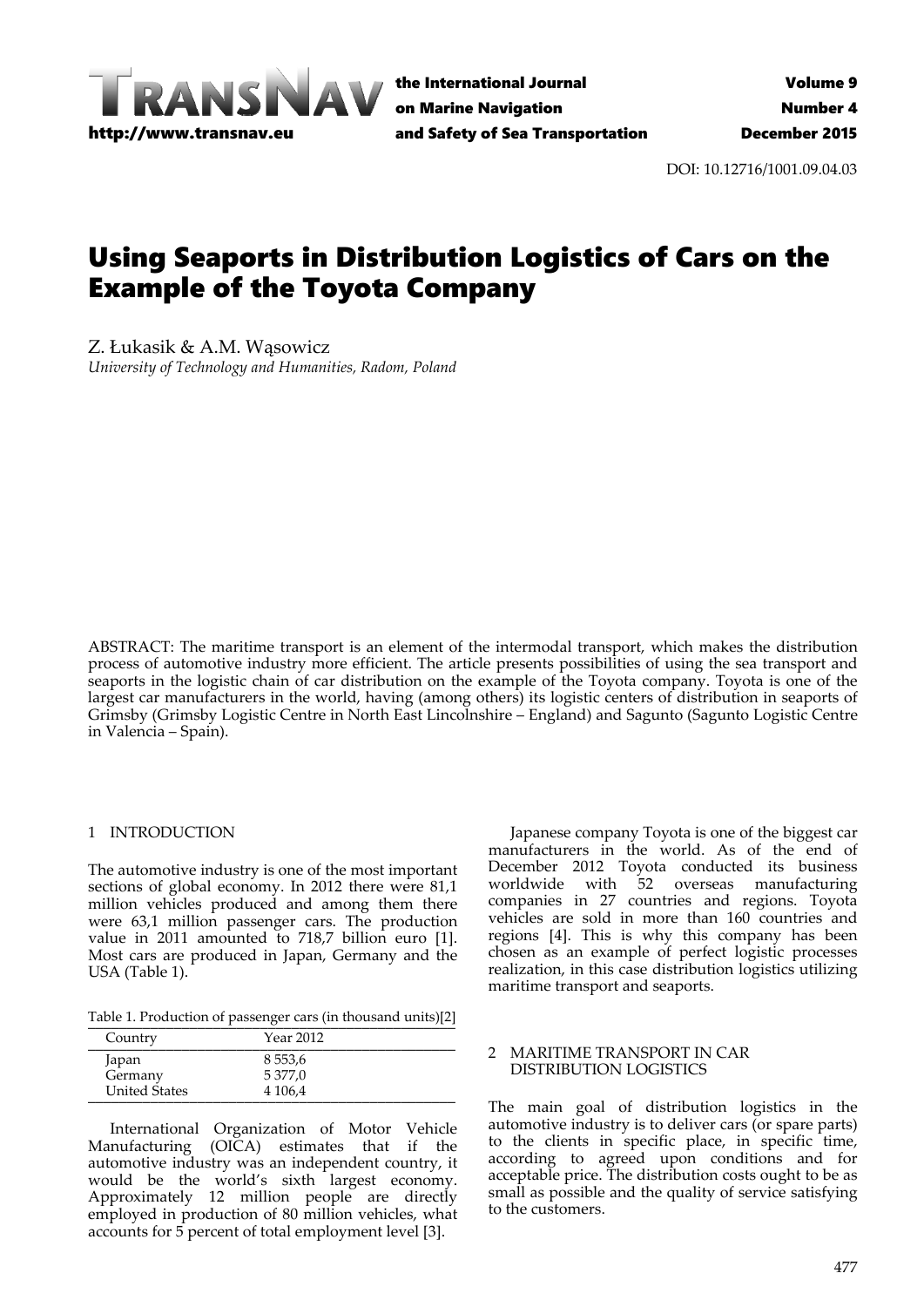DOI: 10.12716/1001.09.04.03

# Using Seaports in Distribution Logistics of Cars on the Example of the Toyota Company

Z. Łukasik & A.M. Wąsowicz

*University of Technology and Humanities, Radom, Poland*

ABSTRACT: The maritime transport is an element of the intermodal transport, which makes the distribution process of automotive industry more efficient. The article presents possibilities of using the sea transport and seaports in the logistic chain of car distribution on the example of the Toyota company. Toyota is one of the largest car manufacturers in the world, having (among others) its logistic centers of distribution in seaports of Grimsby (Grimsby Logistic Centre in North East Lincolnshire – England) and Sagunto (Sagunto Logistic Centre in Valencia – Spain).

## 1 INTRODUCTION

The automotive industry is one of the most important sections of global economy. In 2012 there were 81,1 million vehicles produced and among them there were 63,1 million passenger cars. The production value in 2011 amounted to 718,7 billion euro [1]. Most cars are produced in Japan, Germany and the USA (Table 1).

Table 1. Production of passenger cars (in thousand units)[2]

| Country | Year 2012 |
|---|---|
| Japan | 8 553,6 |
| Germany | 5 377,0 |
| United States | 4 106,4 |

International Organization of Motor Vehicle Manufacturing (OICA) estimates that if the automotive industry was an independent country, it would be the world's sixth largest economy. Approximately 12 million people are directly employed in production of 80 million vehicles, what accounts for 5 percent of total employment level [3].

Japanese company Toyota is one of the biggest car manufacturers in the world. As of the end of December 2012 Toyota conducted its business worldwide with 52 overseas manufacturing companies in 27 countries and regions. Toyota vehicles are sold in more than 160 countries and regions [4]. This is why this company has been chosen as an example of perfect logistic processes realization, in this case distribution logistics utilizing maritime transport and seaports.

## 2 MARITIME TRANSPORT IN CAR DISTRIBUTION LOGISTICS

The main goal of distribution logistics in the automotive industry is to deliver cars (or spare parts) to the clients in specific place, in specific time, according to agreed upon conditions and for acceptable price. The distribution costs ought to be as small as possible and the quality of service satisfying to the customers.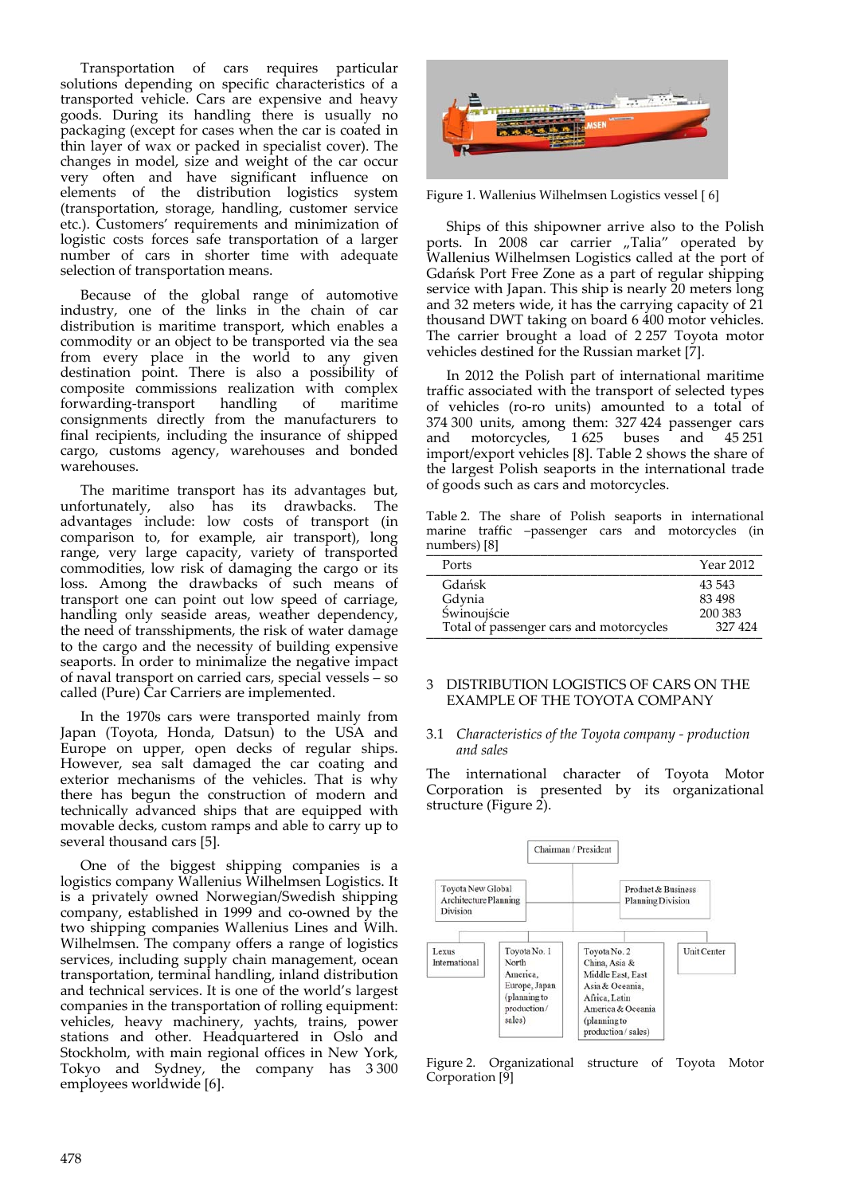Transportation of cars requires particular solutions depending on specific characteristics of a transported vehicle. Cars are expensive and heavy goods. During its handling there is usually no packaging (except for cases when the car is coated in thin layer of wax or packed in specialist cover). The changes in model, size and weight of the car occur very often and have significant influence on elements of the distribution logistics system (transportation, storage, handling, customer service etc.). Customers' requirements and minimization of logistic costs forces safe transportation of a larger number of cars in shorter time with adequate selection of transportation means.

Because of the global range of automotive industry, one of the links in the chain of car distribution is maritime transport, which enables a commodity or an object to be transported via the sea from every place in the world to any given destination point. There is also a possibility of composite commissions realization with complex forwarding-transport handling of maritime consignments directly from the manufacturers to final recipients, including the insurance of shipped cargo, customs agency, warehouses and bonded warehouses.

The maritime transport has its advantages but, unfortunately, also has its drawbacks. The advantages include: low costs of transport (in comparison to, for example, air transport), long range, very large capacity, variety of transported commodities, low risk of damaging the cargo or its loss. Among the drawbacks of such means of transport one can point out low speed of carriage, handling only seaside areas, weather dependency, the need of transshipments, the risk of water damage to the cargo and the necessity of building expensive seaports. In order to minimalize the negative impact of naval transport on carried cars, special vessels – so called (Pure) Car Carriers are implemented.

In the 1970s cars were transported mainly from Japan (Toyota, Honda, Datsun) to the USA and Europe on upper, open decks of regular ships. However, sea salt damaged the car coating and exterior mechanisms of the vehicles. That is why there has begun the construction of modern and technically advanced ships that are equipped with movable decks, custom ramps and able to carry up to several thousand cars [5].

One of the biggest shipping companies is a logistics company Wallenius Wilhelmsen Logistics. It is a privately owned Norwegian/Swedish shipping company, established in 1999 and co-owned by the two shipping companies Wallenius Lines and Wilh. Wilhelmsen. The company offers a range of logistics services, including supply chain management, ocean transportation, terminal handling, inland distribution and technical services. It is one of the world's largest companies in the transportation of rolling equipment: vehicles, heavy machinery, yachts, trains, power stations and other. Headquartered in Oslo and Stockholm, with main regional offices in New York, Tokyo and Sydney, the company has 3 300 employees worldwide [6].

Figure 1. Wallenius Wilhelmsen Logistics vessel [ 6]

Ships of this shipowner arrive also to the Polish ports. In 2008 car carrier „Talia" operated by Wallenius Wilhelmsen Logistics called at the port of Gdańsk Port Free Zone as a part of regular shipping service with Japan. This ship is nearly 20 meters long and 32 meters wide, it has the carrying capacity of 21 thousand DWT taking on board 6 400 motor vehicles. The carrier brought a load of 2 257 Toyota motor vehicles destined for the Russian market [7].

In 2012 the Polish part of international maritime traffic associated with the transport of selected types of vehicles (ro-ro units) amounted to a total of 374 300 units, among them: 327 424 passenger cars and motorcycles, 1 625 buses and 45 251 import/export vehicles [8]. Table 2 shows the share of the largest Polish seaports in the international trade of goods such as cars and motorcycles.

Table 2. The share of Polish seaports in international marine traffic –passenger cars and motorcycles (in numbers) [8]

| Ports | Year 2012 |
|---|---|
| Gdańsk | 43 543 |
| Gdynia | 83 498 |
| Świnoujście | 200 383 |
| Total of passenger cars and motorcycles | 327 424 |

## 3 DISTRIBUTION LOGISTICS OF CARS ON THE EXAMPLE OF THE TOYOTA COMPANY

### 3.1 *Characteristics of the Toyota company - production and sales*

The international character of Toyota Motor Corporation is presented by its organizational structure (Figure 2).

Figure 2. Organizational structure of Toyota Motor Corporation [9]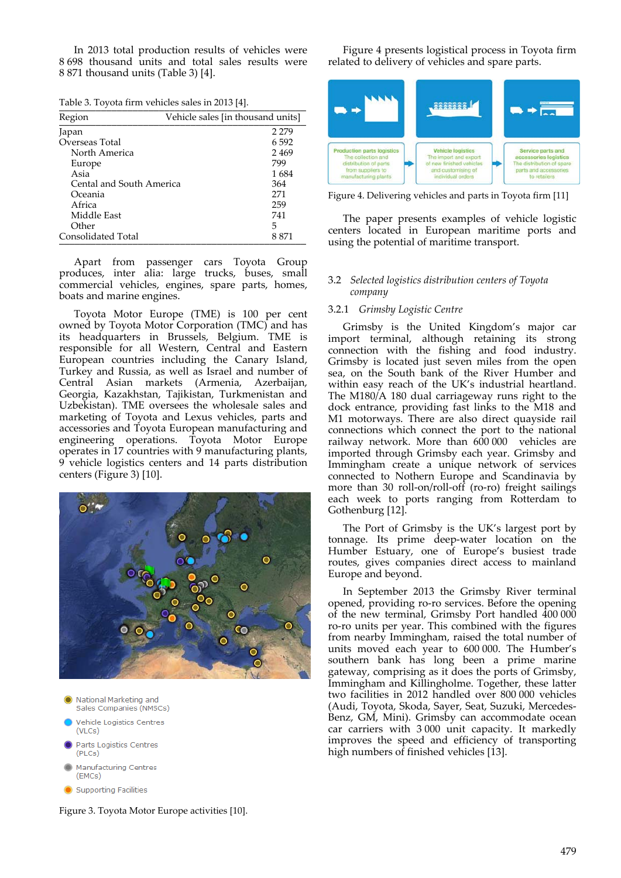In 2013 total production results of vehicles were 8 698 thousand units and total sales results were 8 871 thousand units (Table 3) [4].

Table 3. Toyota firm vehicles sales in 2013 [4].

| Region | Vehicle sales [in thousand units] |
|---|---|
| Japan | 2 279 |
| Overseas Total | 6 592 |
| North America | 2 469 |
| Europe | 799 |
| Asia | 1 684 |
| Cental and South America | 364 |
| Oceania | 271 |
| Africa | 259 |
| Middle East | 741 |
| Other | 5 |
| Consolidated Total | 8 871 |

Apart from passenger cars Toyota Group produces, inter alia: large trucks, buses, small commercial vehicles, engines, spare parts, homes, boats and marine engines.

Toyota Motor Europe (TME) is 100 per cent owned by Toyota Motor Corporation (TMC) and has its headquarters in Brussels, Belgium. TME is responsible for all Western, Central and Eastern European countries including the Canary Island, Turkey and Russia, as well as Israel and number of Central Asian markets (Armenia, Azerbaijan, Georgia, Kazakhstan, Tajikistan, Turkmenistan and Uzbekistan). TME oversees the wholesale sales and marketing of Toyota and Lexus vehicles, parts and accessories and Toyota European manufacturing and engineering operations. Toyota Motor Europe operates in 17 countries with 9 manufacturing plants, 9 vehicle logistics centers and 14 parts distribution centers (Figure 3) [10].

Figure 3. Toyota Motor Europe activities [10].

Figure 4 presents logistical process in Toyota firm related to delivery of vehicles and spare parts.

Figure 4. Delivering vehicles and parts in Toyota firm [11]

The paper presents examples of vehicle logistic centers located in European maritime ports and using the potential of maritime transport.

### 3.2 *Selected logistics distribution centers of Toyota company*

#### 3.2.1 *Grimsby Logistic Centre*

Grimsby is the United Kingdom's major car import terminal, although retaining its strong connection with the fishing and food industry. Grimsby is located just seven miles from the open sea, on the South bank of the River Humber and within easy reach of the UK's industrial heartland. The M180/A 180 dual carriageway runs right to the dock entrance, providing fast links to the M18 and M1 motorways. There are also direct quayside rail connections which connect the port to the national railway network. More than 600 000 vehicles are imported through Grimsby each year. Grimsby and Immingham create a unique network of services connected to Nothern Europe and Scandinavia by more than 30 roll-on/roll-off (ro-ro) freight sailings each week to ports ranging from Rotterdam to Gothenburg [12].

The Port of Grimsby is the UK's largest port by tonnage. Its prime deep-water location on the Humber Estuary, one of Europe's busiest trade routes, gives companies direct access to mainland Europe and beyond.

In September 2013 the Grimsby River terminal opened, providing ro-ro services. Before the opening of the new terminal, Grimsby Port handled 400 000 ro-ro units per year. This combined with the figures from nearby Immingham, raised the total number of units moved each year to 600 000. The Humber's southern bank has long been a prime marine gateway, comprising as it does the ports of Grimsby, Immingham and Killingholme. Together, these latter two facilities in 2012 handled over 800 000 vehicles (Audi, Toyota, Skoda, Sayer, Seat, Suzuki, Mercedes-Benz, GM, Mini). Grimsby can accommodate ocean car carriers with 3 000 unit capacity. It markedly improves the speed and efficiency of transporting high numbers of finished vehicles [13].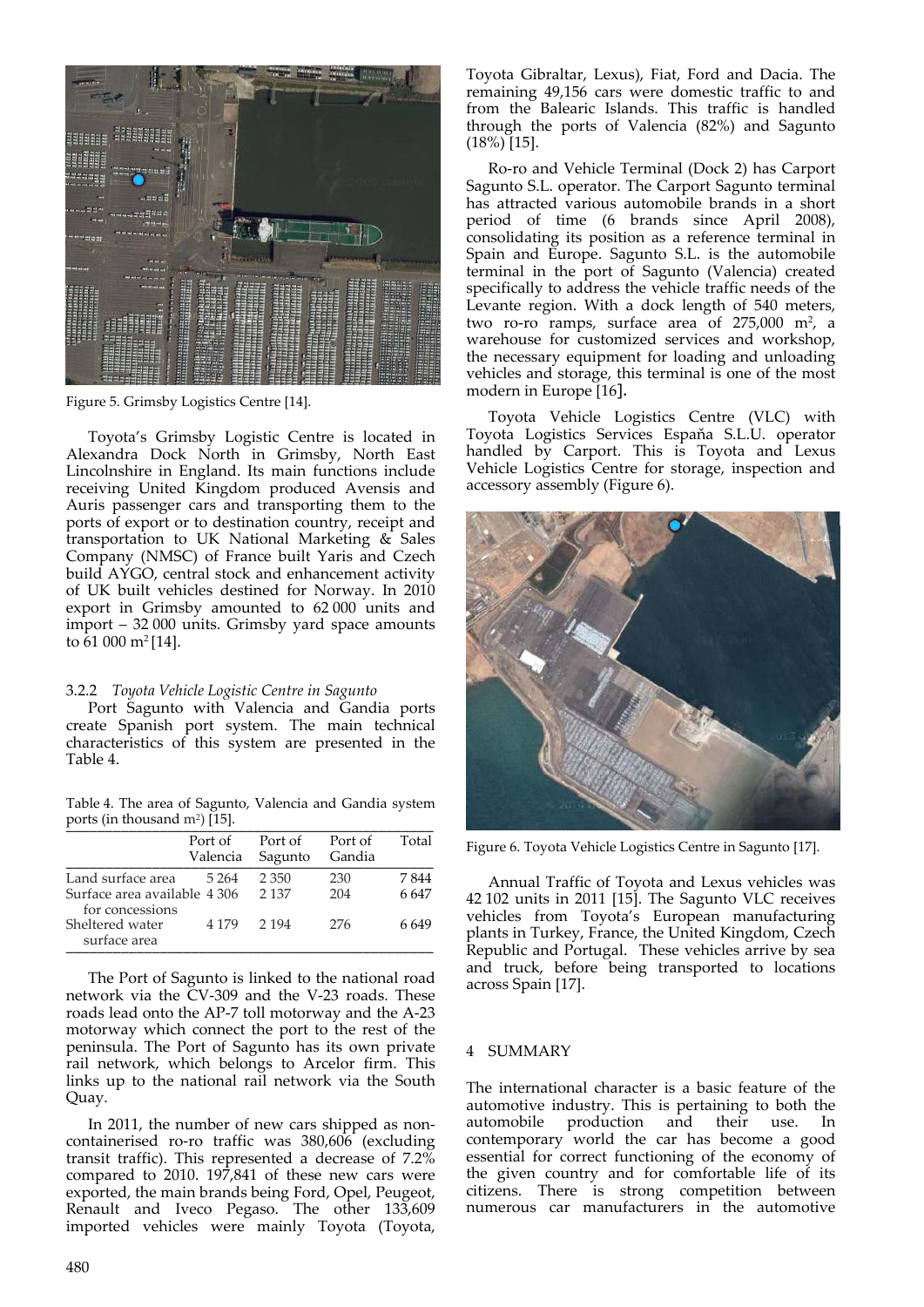Figure 5. Grimsby Logistics Centre [14].

Toyota's Grimsby Logistic Centre is located in Alexandra Dock North in Grimsby, North East Lincolnshire in England. Its main functions include receiving United Kingdom produced Avensis and Auris passenger cars and transporting them to the ports of export or to destination country, receipt and transportation to UK National Marketing & Sales Company (NMSC) of France built Yaris and Czech build AYGO, central stock and enhancement activity of UK built vehicles destined for Norway. In 2010 export in Grimsby amounted to 62 000 units and import – 32 000 units. Grimsby yard space amounts to 61 000 m$^2$ [14].

### 3.2.2 *Toyota Vehicle Logistic Centre in Sagunto*

Port Sagunto with Valencia and Gandia ports create Spanish port system. The main technical characteristics of this system are presented in the Table 4.

Table 4. The area of Sagunto, Valencia and Gandia system ports (in thousand m$^2$) [15].

| | Port of Valencia | Port of Sagunto | Port of Gandia | Total |
|---|---|---|---|---|
| Land surface area | 5 264 | 2 350 | 230 | 7 844 |
| Surface area available for concessions | 4 306 | 2 137 | 204 | 6 647 |
| Sheltered water surface area | 4 179 | 2 194 | 276 | 6 649 |

The Port of Sagunto is linked to the national road network via the CV-309 and the V-23 roads. These roads lead onto the AP-7 toll motorway and the A-23 motorway which connect the port to the rest of the peninsula. The Port of Sagunto has its own private rail network, which belongs to Arcelor firm. This links up to the national rail network via the South Quay.

In 2011, the number of new cars shipped as non-containerised ro-ro traffic was 380,606 (excluding transit traffic). This represented a decrease of 7.2% compared to 2010. 197,841 of these new cars were exported, the main brands being Ford, Opel, Peugeot, Renault and Iveco Pegaso. The other 133,609 imported vehicles were mainly Toyota (Toyota, Toyota Gibraltar, Lexus), Fiat, Ford and Dacia. The remaining 49,156 cars were domestic traffic to and from the Balearic Islands. This traffic is handled through the ports of Valencia (82%) and Sagunto (18%) [15].

Ro-ro and Vehicle Terminal (Dock 2) has Carport Sagunto S.L. operator. The Carport Sagunto terminal has attracted various automobile brands in a short period of time (6 brands since April 2008), consolidating its position as a reference terminal in Spain and Europe. Sagunto S.L. is the automobile terminal in the port of Sagunto (Valencia) created specifically to address the vehicle traffic needs of the Levante region. With a dock length of 540 meters, two ro-ro ramps, surface area of 275,000 m$^2$, a warehouse for customized services and workshop, the necessary equipment for loading and unloading vehicles and storage, this terminal is one of the most modern in Europe [16].

Toyota Vehicle Logistics Centre (VLC) with Toyota Logistics Services Españа S.L.U. operator handled by Carport. This is Toyota and Lexus Vehicle Logistics Centre for storage, inspection and accessory assembly (Figure 6).

Figure 6. Toyota Vehicle Logistics Centre in Sagunto [17].

Annual Traffic of Toyota and Lexus vehicles was 42 102 units in 2011 [15]. The Sagunto VLC receives vehicles from Toyota's European manufacturing plants in Turkey, France, the United Kingdom, Czech Republic and Portugal. These vehicles arrive by sea and truck, before being transported to locations across Spain [17].

## 4 SUMMARY

The international character is a basic feature of the automotive industry. This is pertaining to both the automobile production and their use. In contemporary world the car has become a good essential for correct functioning of the economy of the given country and for comfortable life of its citizens. There is strong competition between numerous car manufacturers in the automotive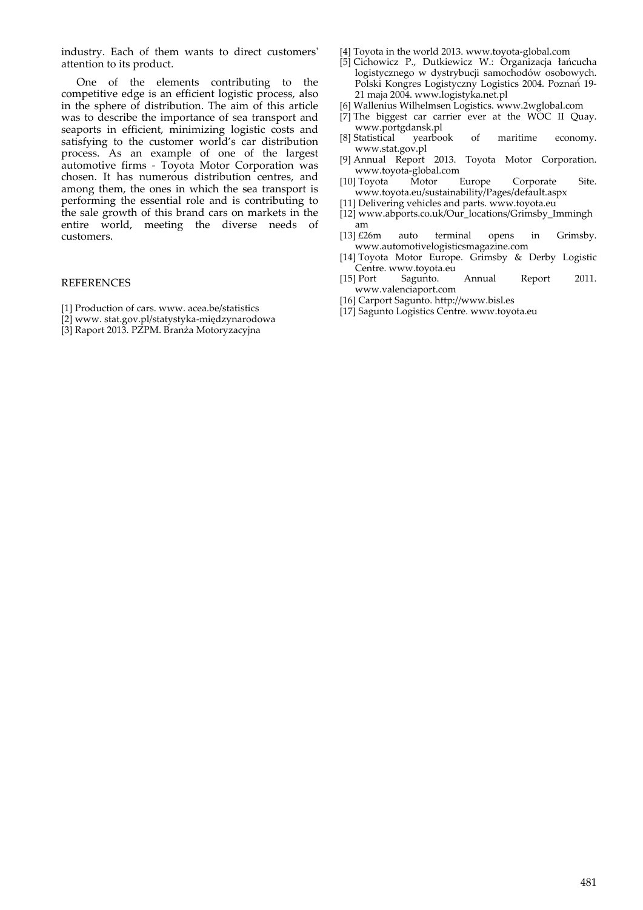industry. Each of them wants to direct customers' attention to its product.

One of the elements contributing to the competitive edge is an efficient logistic process, also in the sphere of distribution. The aim of this article was to describe the importance of sea transport and seaports in efficient, minimizing logistic costs and satisfying to the customer world's car distribution process. As an example of one of the largest automotive firms - Toyota Motor Corporation was chosen. It has numerous distribution centres, and among them, the ones in which the sea transport is performing the essential role and is contributing to the sale growth of this brand cars on markets in the entire world, meeting the diverse needs of customers.

## REFERENCES

[1] Production of cars. www. acea.be/statistics
[2] www. stat.gov.pl/statystyka-międzynarodowa
[3] Raport 2013. PZPM. Branża Motoryzacyjna
[4] Toyota in the world 2013. www.toyota-global.com
[5] Cichowicz P., Dutkiewicz W.: Organizacja łańcucha logistycznego w dystrybucji samochodów osobowych. Polski Kongres Logistyczny Logistics 2004. Poznań 19-21 maja 2004. www.logistyka.net.pl
[6] Wallenius Wilhelmsen Logistics. www.2wglobal.com
[7] The biggest car carrier ever at the WOC II Quay. www.portgdansk.pl
[8] Statistical yearbook of maritime economy. www.stat.gov.pl
[9] Annual Report 2013. Toyota Motor Corporation. www.toyota-global.com
[10] Toyota Motor Europe Corporate Site. www.toyota.eu/sustainability/Pages/default.aspx
[11] Delivering vehicles and parts. www.toyota.eu
[12] www.abports.co.uk/Our_locations/Grimsby_Immingham
[13] £26m auto terminal opens in Grimsby. www.automotivelogisticsmagazine.com
[14] Toyota Motor Europe. Grimsby & Derby Logistic Centre. www.toyota.eu
[15] Port Sagunto. Annual Report 2011. www.valenciaport.com
[16] Carport Sagunto. http://www.bisl.es
[17] Sagunto Logistics Centre. www.toyota.eu